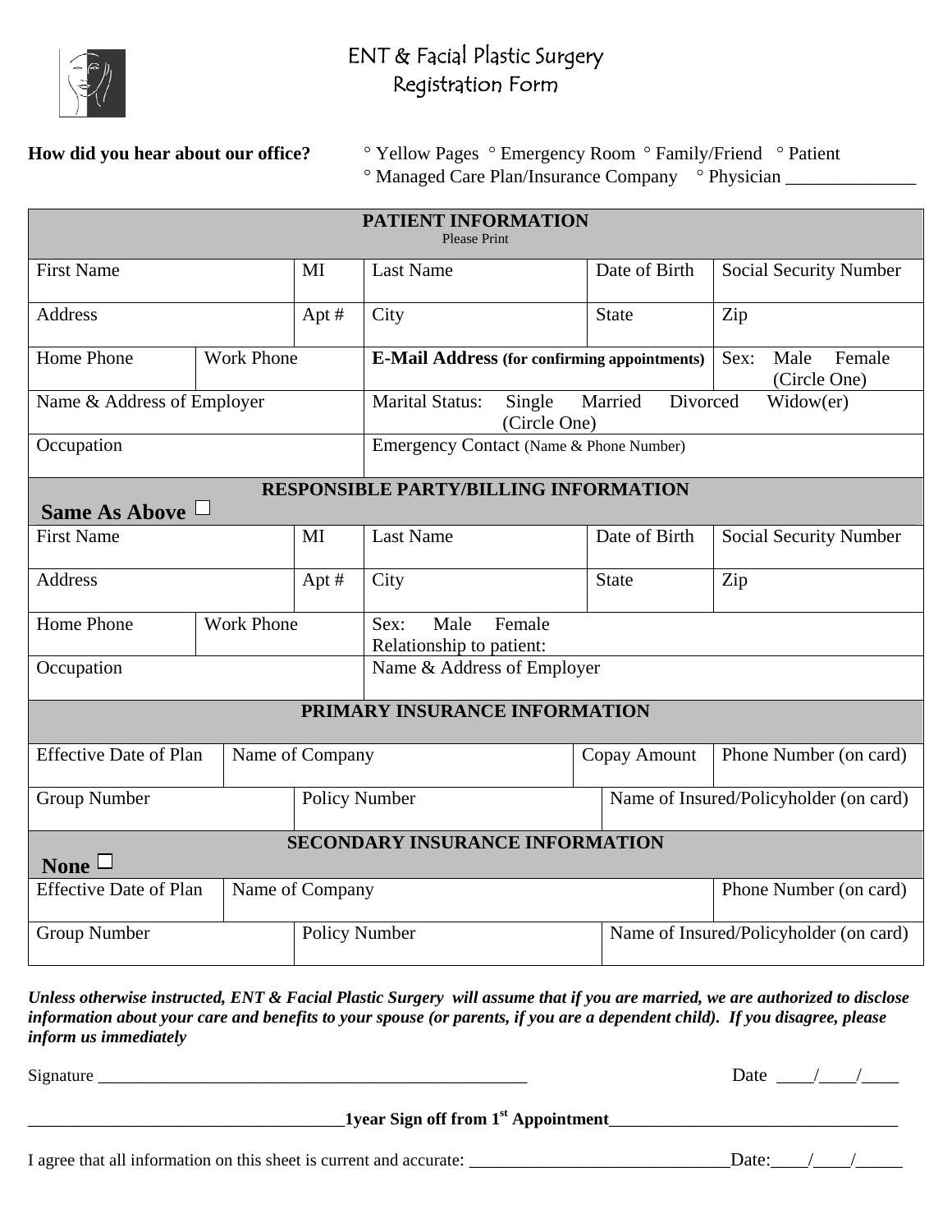# ENT & Facial Plastic Surgery
## Registration Form

**How did you hear about our office?** ° Yellow Pages ° Emergency Room ° Family/Friend ° Patient ° Managed Care Plan/Insurance Company ° Physician ______________

| **PATIENT INFORMATION** Please Print | | | | | |
|---|---|---|---|---|---|
| First Name | | MI | Last Name | Date of Birth | Social Security Number |
| Address | | Apt # | City | State | Zip |
| Home Phone | Work Phone | | **E-Mail Address (for confirming appointments)** | | Sex: Male Female (Circle One) |
| Name & Address of Employer | | | Marital Status: Single Married Divorced Widow(er) (Circle One) | | |
| Occupation | | | Emergency Contact (Name & Phone Number) | | |

| **RESPONSIBLE PARTY/BILLING INFORMATION** **Same As Above** ☐ | | | | | |
|---|---|---|---|---|---|
| First Name | | MI | Last Name | Date of Birth | Social Security Number |
| Address | | Apt # | City | State | Zip |
| Home Phone | Work Phone | | Sex: Male Female Relationship to patient: | | |
| Occupation | | | Name & Address of Employer | | |

| **PRIMARY INSURANCE INFORMATION** | | | |
|---|---|---|---|
| Effective Date of Plan | Name of Company | Copay Amount | Phone Number (on card) |
| Group Number | Policy Number | | Name of Insured/Policyholder (on card) |

| **SECONDARY INSURANCE INFORMATION** **None** ☐ | | |
|---|---|---|
| Effective Date of Plan | Name of Company | Phone Number (on card) |
| Group Number | Policy Number | Name of Insured/Policyholder (on card) |

***Unless otherwise instructed, ENT & Facial Plastic Surgery will assume that if you are married, we are authorized to disclose information about your care and benefits to your spouse (or parents, if you are a dependent child). If you disagree, please inform us immediately***

Signature ___________________________________________________ Date ____/____/____

_____________________________________**1year Sign off from 1st Appointment**_________________________________

I agree that all information on this sheet is current and accurate: _____________________________Date:____/____/_____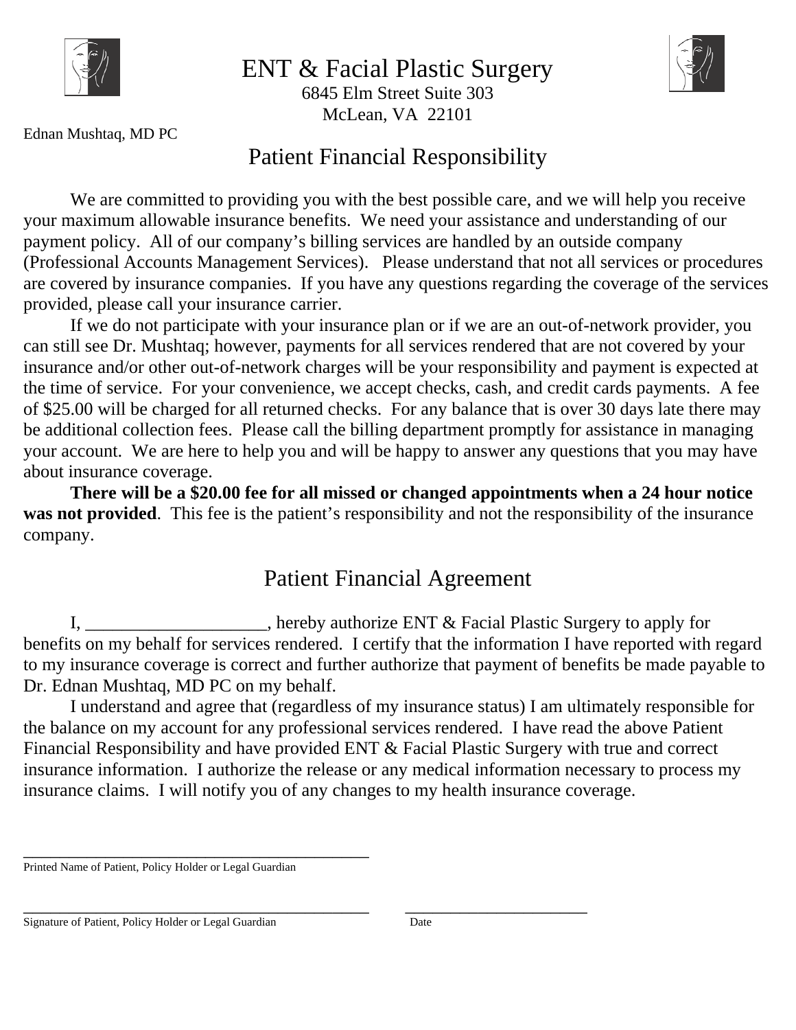# ENT & Facial Plastic Surgery

6845 Elm Street Suite 303
McLean, VA 22101

Ednan Mushtaq, MD PC

## Patient Financial Responsibility

We are committed to providing you with the best possible care, and we will help you receive your maximum allowable insurance benefits. We need your assistance and understanding of our payment policy. All of our company's billing services are handled by an outside company (Professional Accounts Management Services). Please understand that not all services or procedures are covered by insurance companies. If you have any questions regarding the coverage of the services provided, please call your insurance carrier.

If we do not participate with your insurance plan or if we are an out-of-network provider, you can still see Dr. Mushtaq; however, payments for all services rendered that are not covered by your insurance and/or other out-of-network charges will be your responsibility and payment is expected at the time of service. For your convenience, we accept checks, cash, and credit cards payments. A fee of $25.00 will be charged for all returned checks. For any balance that is over 30 days late there may be additional collection fees. Please call the billing department promptly for assistance in managing your account. We are here to help you and will be happy to answer any questions that you may have about insurance coverage.

**There will be a $20.00 fee for all missed or changed appointments when a 24 hour notice was not provided**. This fee is the patient's responsibility and not the responsibility of the insurance company.

## Patient Financial Agreement

I, ____________________, hereby authorize ENT & Facial Plastic Surgery to apply for benefits on my behalf for services rendered. I certify that the information I have reported with regard to my insurance coverage is correct and further authorize that payment of benefits be made payable to Dr. Ednan Mushtaq, MD PC on my behalf.

I understand and agree that (regardless of my insurance status) I am ultimately responsible for the balance on my account for any professional services rendered. I have read the above Patient Financial Responsibility and have provided ENT & Facial Plastic Surgery with true and correct insurance information. I authorize the release or any medical information necessary to process my insurance claims. I will notify you of any changes to my health insurance coverage.

______________________________________________
Printed Name of Patient, Policy Holder or Legal Guardian

______________________________________________ ________________________
Signature of Patient, Policy Holder or Legal Guardian Date